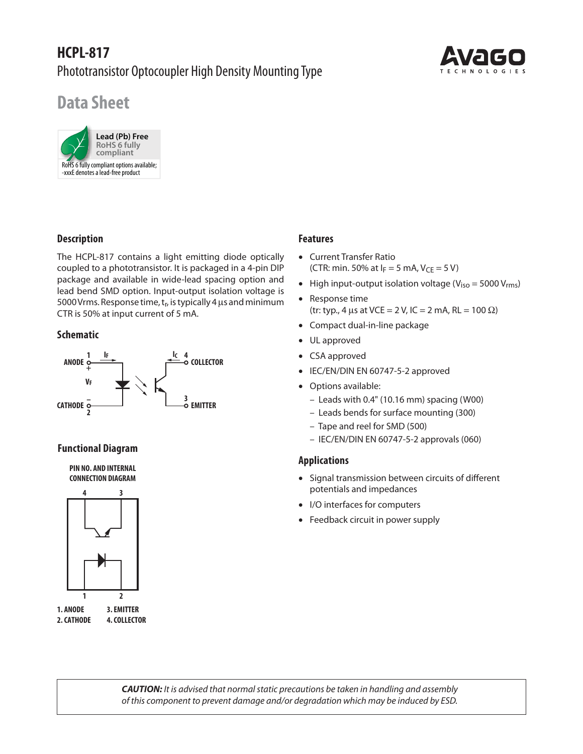# HCPL-817

Phototransistor Optocoupler High Density Mounting Type

## Data Sheet

Lead (Pb) Free
RoHS 6 fully compliant

RoHS 6 fully compliant options available; -xxxE denotes a lead-free product

### Description

The HCPL-817 contains a light emitting diode optically coupled to a phototransistor. It is packaged in a 4-pin DIP package and available in wide-lead spacing option and lead bend SMD option. Input-output isolation voltage is 5000 Vrms. Response time, $t_r$, is typically 4 µs and minimum CTR is 50% at input current of 5 mA.

### Schematic

1 ANODE, $I_F$, $V_F$, 2 CATHODE, $I_C$, 4 COLLECTOR, 3 EMITTER

### Functional Diagram

PIN NO. AND INTERNAL CONNECTION DIAGRAM

1. ANODE
2. CATHODE
3. EMITTER
4. COLLECTOR

### Features

- Current Transfer Ratio (CTR: min. 50% at $I_F$ = 5 mA, $V_{CE}$ = 5 V)
- High input-output isolation voltage ($V_{iso}$ = 5000 $V_{rms}$)
- Response time (tr: typ., 4 µs at VCE = 2 V, IC = 2 mA, RL = 100 Ω)
- Compact dual-in-line package
- UL approved
- CSA approved
- IEC/EN/DIN EN 60747-5-2 approved
- Options available:
  - Leads with 0.4" (10.16 mm) spacing (W00)
  - Leads bends for surface mounting (300)
  - Tape and reel for SMD (500)
  - IEC/EN/DIN EN 60747-5-2 approvals (060)

### Applications

- Signal transmission between circuits of different potentials and impedances
- I/O interfaces for computers
- Feedback circuit in power supply

***CAUTION:*** *It is advised that normal static precautions be taken in handling and assembly of this component to prevent damage and/or degradation which may be induced by ESD.*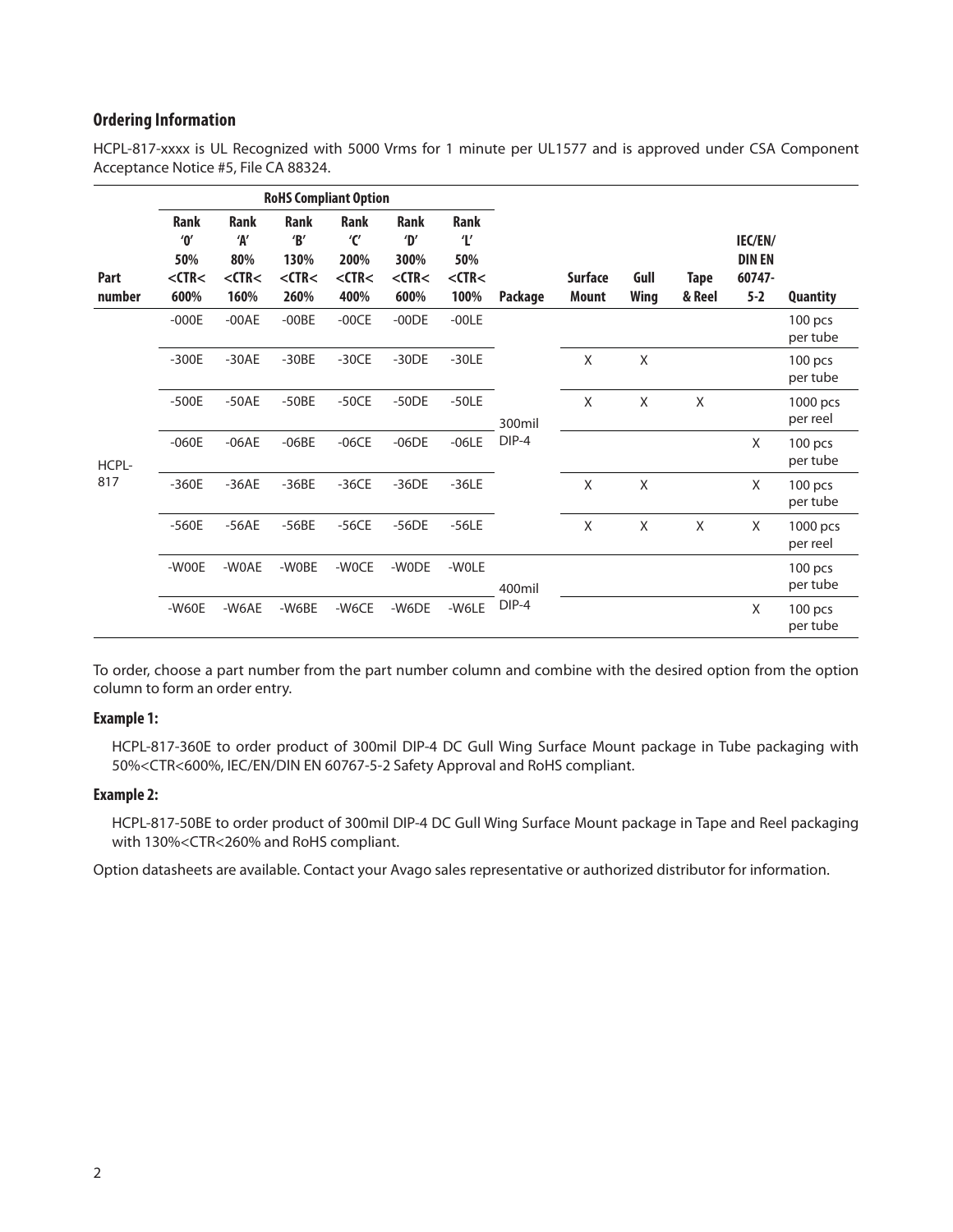## Ordering Information

HCPL-817-xxxx is UL Recognized with 5000 Vrms for 1 minute per UL1577 and is approved under CSA Component Acceptance Notice #5, File CA 88324.

| | RoHS Compliant Option | | | | | | | | | | | |
|---|---|---|---|---|---|---|---|---|---|---|---|---|
| Part number | Rank '0' 50% <CTR< 600% | Rank 'A' 80% <CTR< 160% | Rank 'B' 130% <CTR< 260% | Rank 'C' 200% <CTR< 400% | Rank 'D' 300% <CTR< 600% | Rank 'L' 50% <CTR< 100% | Package | Surface Mount | Gull Wing | Tape & Reel | IEC/EN/ DIN EN 60747- 5-2 | Quantity |
| HCPL-817 | -000E | -00AE | -00BE | -00CE | -00DE | -00LE | 300mil DIP-4 | | | | | 100 pcs per tube |
| | -300E | -30AE | -30BE | -30CE | -30DE | -30LE | | X | X | | | 100 pcs per tube |
| | -500E | -50AE | -50BE | -50CE | -50DE | -50LE | | X | X | X | | 1000 pcs per reel |
| | -060E | -06AE | -06BE | -06CE | -06DE | -06LE | | | | | X | 100 pcs per tube |
| | -360E | -36AE | -36BE | -36CE | -36DE | -36LE | | X | X | | X | 100 pcs per tube |
| | -560E | -56AE | -56BE | -56CE | -56DE | -56LE | | X | X | X | X | 1000 pcs per reel |
| | -W00E | -W0AE | -W0BE | -W0CE | -W0DE | -W0LE | 400mil DIP-4 | | | | | 100 pcs per tube |
| | -W60E | -W6AE | -W6BE | -W6CE | -W6DE | -W6LE | | | | | X | 100 pcs per tube |

To order, choose a part number from the part number column and combine with the desired option from the option column to form an order entry.

### Example 1:

HCPL-817-360E to order product of 300mil DIP-4 DC Gull Wing Surface Mount package in Tube packaging with 50%<CTR<600%, IEC/EN/DIN EN 60767-5-2 Safety Approval and RoHS compliant.

### Example 2:

HCPL-817-50BE to order product of 300mil DIP-4 DC Gull Wing Surface Mount package in Tape and Reel packaging with 130%<CTR<260% and RoHS compliant.

Option datasheets are available. Contact your Avago sales representative or authorized distributor for information.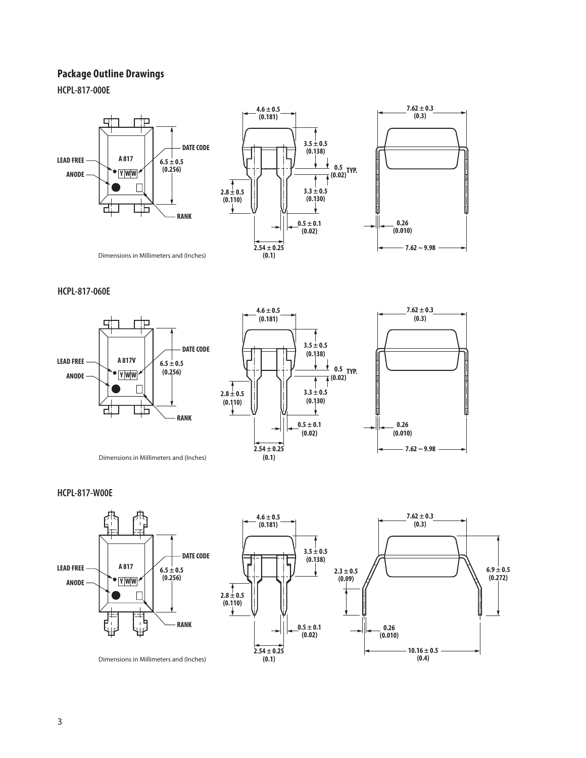## Package Outline Drawings

### HCPL-817-000E

LEAD FREE
ANODE
A 817
Y WW
DATE CODE
RANK
6.5 ± 0.5 (0.256)
4.6 ± 0.5 (0.181)
3.5 ± 0.5 (0.138)
0.5 (0.02) TYP.
3.3 ± 0.5 (0.130)
2.8 ± 0.5 (0.110)
0.5 ± 0.1 (0.02)
2.54 ± 0.25 (0.1)
7.62 ± 0.3 (0.3)
0.26 (0.010)
7.62 ~ 9.98

Dimensions in Millimeters and (Inches)

### HCPL-817-060E

LEAD FREE
ANODE
A 817V
Y WW
DATE CODE
RANK
6.5 ± 0.5 (0.256)
4.6 ± 0.5 (0.181)
3.5 ± 0.5 (0.138)
0.5 (0.02) TYP.
3.3 ± 0.5 (0.130)
2.8 ± 0.5 (0.110)
0.5 ± 0.1 (0.02)
2.54 ± 0.25 (0.1)
7.62 ± 0.3 (0.3)
0.26 (0.010)
7.62 ~ 9.98

Dimensions in Millimeters and (Inches)

### HCPL-817-W00E

LEAD FREE
ANODE
A 817
Y WW
DATE CODE
RANK
6.5 ± 0.5 (0.256)
4.6 ± 0.5 (0.181)
3.5 ± 0.5 (0.138)
2.8 ± 0.5 (0.110)
0.5 ± 0.1 (0.02)
2.54 ± 0.25 (0.1)
7.62 ± 0.3 (0.3)
2.3 ± 0.5 (0.09)
6.9 ± 0.5 (0.272)
0.26 (0.010)
10.16 ± 0.5 (0.4)

Dimensions in Millimeters and (Inches)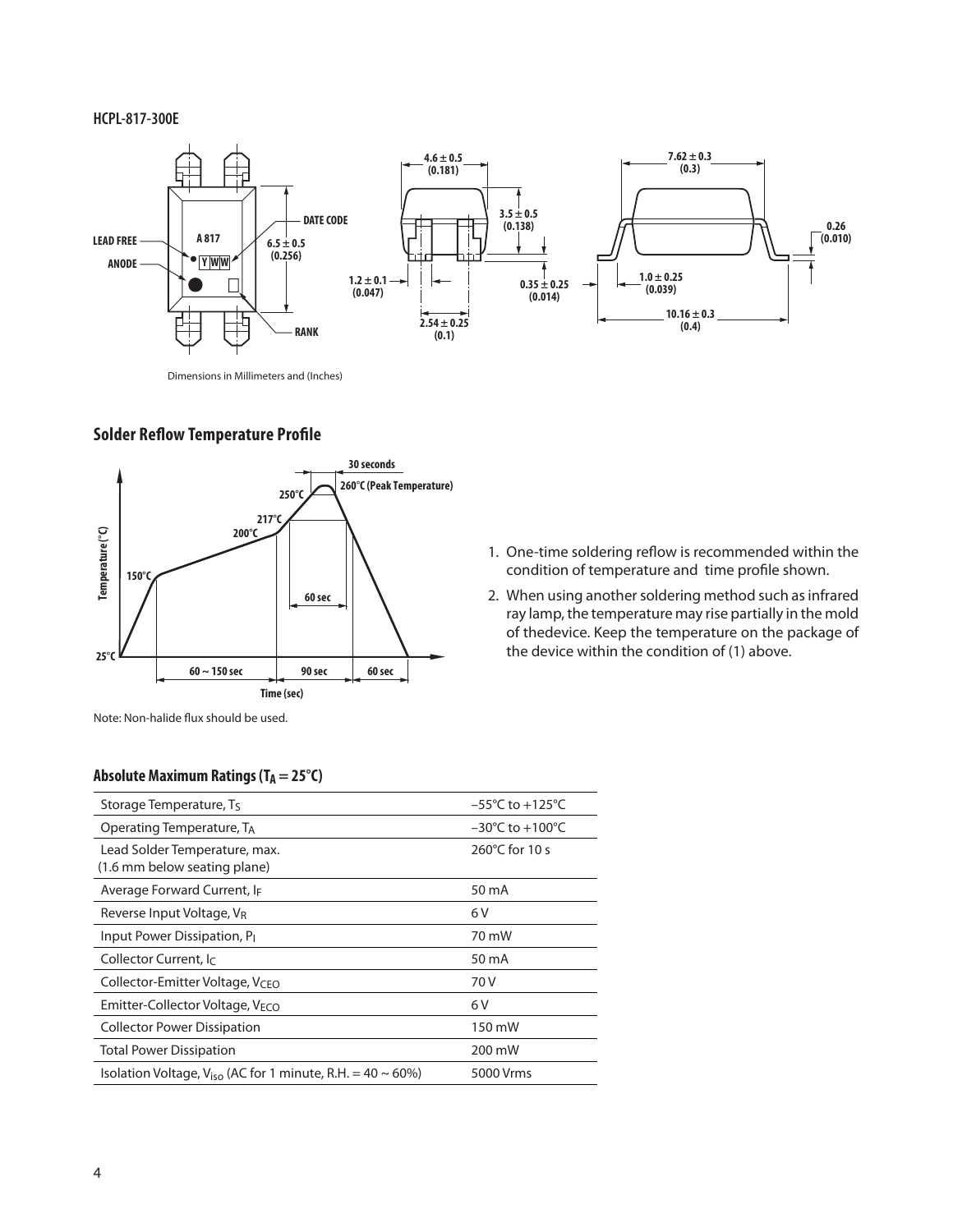**HCPL-817-300E**

Dimensions in Millimeters and (Inches)

## Solder Reflow Temperature Profile

Note: Non-halide flux should be used.

1. One-time soldering reflow is recommended within the condition of temperature and time profile shown.
2. When using another soldering method such as infrared ray lamp, the temperature may rise partially in the mold of thedevice. Keep the temperature on the package of the device within the condition of (1) above.

## Absolute Maximum Ratings ($T_A = 25°C$)

| | |
|---|---|
| Storage Temperature, $T_S$ | –55°C to +125°C |
| Operating Temperature, $T_A$ | –30°C to +100°C |
| Lead Solder Temperature, max. (1.6 mm below seating plane) | 260°C for 10 s |
| Average Forward Current, $I_F$ | 50 mA |
| Reverse Input Voltage, $V_R$ | 6 V |
| Input Power Dissipation, $P_I$ | 70 mW |
| Collector Current, $I_C$ | 50 mA |
| Collector-Emitter Voltage, $V_{CEO}$ | 70 V |
| Emitter-Collector Voltage, $V_{ECO}$ | 6 V |
| Collector Power Dissipation | 150 mW |
| Total Power Dissipation | 200 mW |
| Isolation Voltage, $V_{iso}$ (AC for 1 minute, R.H. = 40 ~ 60%) | 5000 Vrms |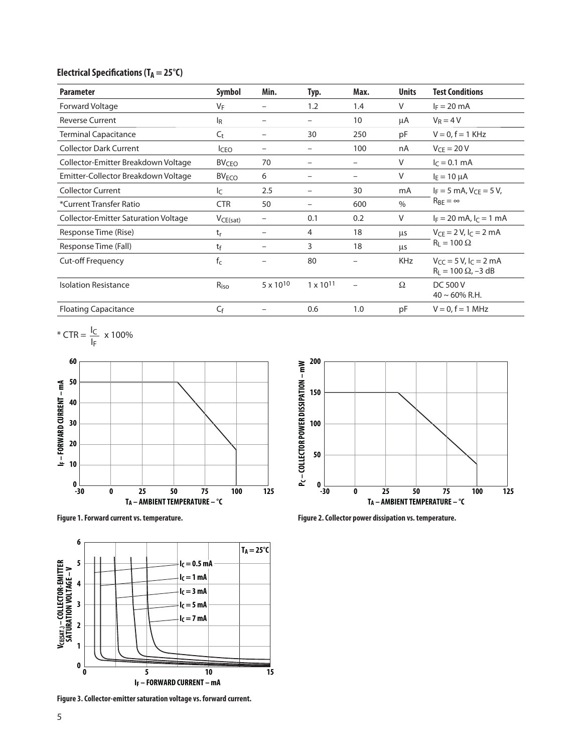## Electrical Specifications ($T_A = 25°C$)

| Parameter | Symbol | Min. | Typ. | Max. | Units | Test Conditions |
|---|---|---|---|---|---|---|
| Forward Voltage | $V_F$ | – | 1.2 | 1.4 | V | $I_F = 20$ mA |
| Reverse Current | $I_R$ | – | – | 10 | μA | $V_R = 4$ V |
| Terminal Capacitance | $C_t$ | – | 30 | 250 | pF | V = 0, f = 1 KHz |
| Collector Dark Current | $I_{CEO}$ | – | – | 100 | nA | $V_{CE} = 20$ V |
| Collector-Emitter Breakdown Voltage | $BV_{CEO}$ | 70 | – | – | V | $I_C = 0.1$ mA |
| Emitter-Collector Breakdown Voltage | $BV_{ECO}$ | 6 | – | – | V | $I_E = 10$ μA |
| Collector Current | $I_C$ | 2.5 | – | 30 | mA | $I_F = 5$ mA, $V_{CE} = 5$ V, $R_{BE} = \infty$ |
| *Current Transfer Ratio | CTR | 50 | – | 600 | % | |
| Collector-Emitter Saturation Voltage | $V_{CE(sat)}$ | – | 0.1 | 0.2 | V | $I_F = 20$ mA, $I_C = 1$ mA |
| Response Time (Rise) | $t_r$ | – | 4 | 18 | μs | $V_{CE} = 2$ V, $I_C = 2$ mA $R_L = 100\ \Omega$ |
| Response Time (Fall) | $t_f$ | – | 3 | 18 | μs | |
| Cut-off Frequency | $f_c$ | – | 80 | – | KHz | $V_{CC} = 5$ V, $I_C = 2$ mA $R_L = 100\ \Omega$, –3 dB |
| Isolation Resistance | $R_{iso}$ | $5 \times 10^{10}$ | $1 \times 10^{11}$ | – | Ω | DC 500 V 40 ~ 60% R.H. |
| Floating Capacitance | $C_f$ | – | 0.6 | 1.0 | pF | V = 0, f = 1 MHz |

$$\text{* CTR} = \frac{I_C}{I_F} \times 100\%$$

Figure 1. Forward current vs. temperature.

Figure 2. Collector power dissipation vs. temperature.

Figure 3. Collector-emitter saturation voltage vs. forward current.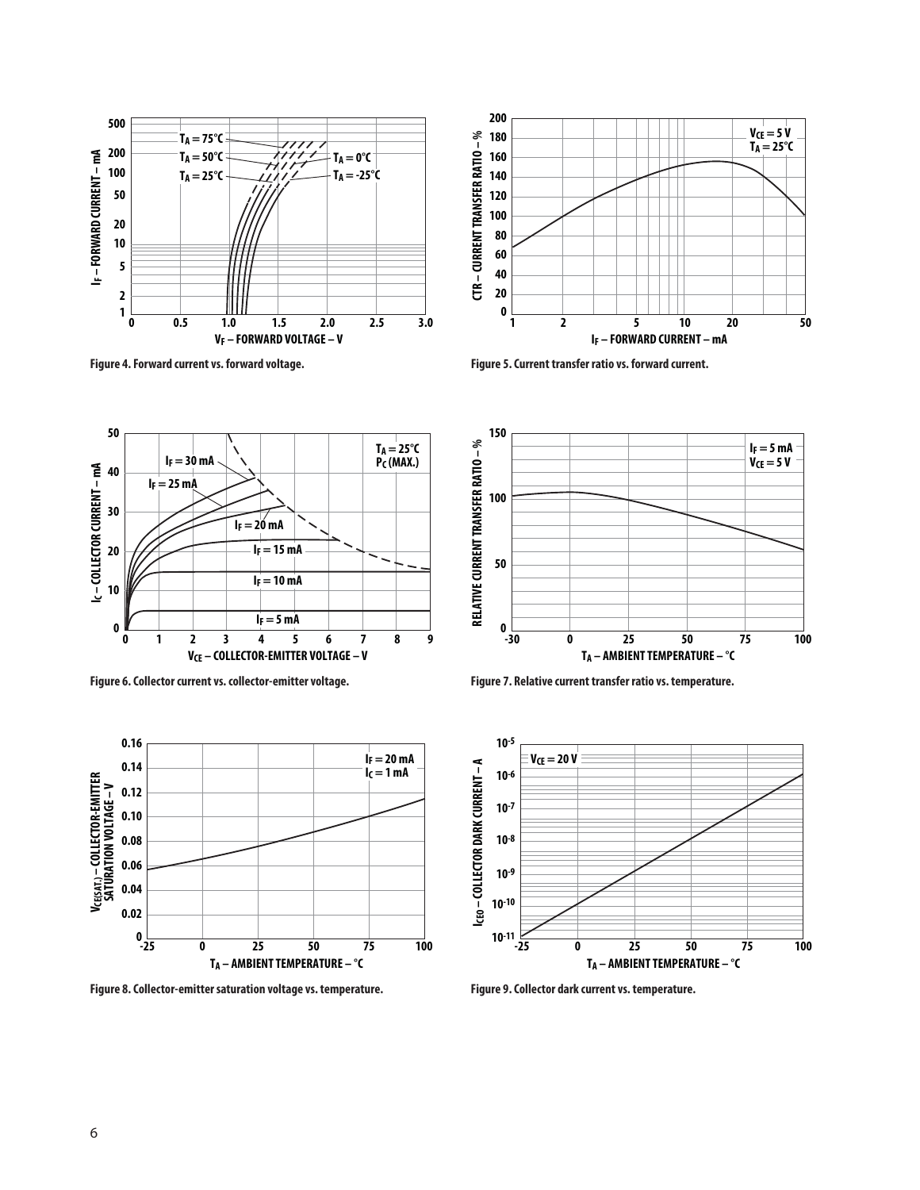Figure 4. Forward current vs. forward voltage.

Figure 5. Current transfer ratio vs. forward current.

Figure 6. Collector current vs. collector-emitter voltage.

Figure 7. Relative current transfer ratio vs. temperature.

Figure 8. Collector-emitter saturation voltage vs. temperature.

Figure 9. Collector dark current vs. temperature.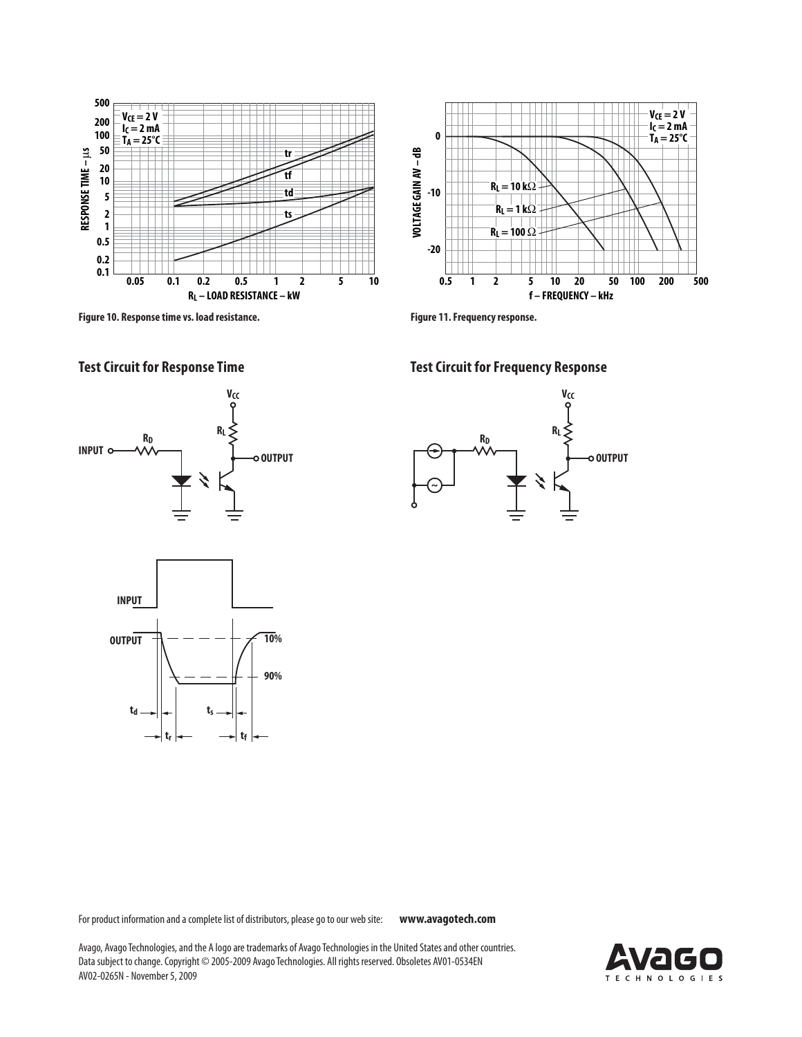500
200
100
50
20
10
5
2
1
0.5
0.2
0.1

RESPONSE TIME – µs

$V_{CE}$ = 2 V
$I_C$ = 2 mA
$T_A$ = 25°C

tr
tf
td
ts

0.05 0.1 0.2 0.5 1 2 5 10

$R_L$ – LOAD RESISTANCE – kW

Figure 10. Response time vs. load resistance.

0
-10
-20

VOLTAGE GAIN AV – dB

$V_{CE}$ = 2 V
$I_C$ = 2 mA
$T_A$ = 25°C

$R_L$ = 10 kΩ
$R_L$ = 1 kΩ
$R_L$ = 100 Ω

0.5 1 2 5 10 20 50 100 200 500

f – FREQUENCY – kHz

Figure 11. Frequency response.

## Test Circuit for Response Time

$V_{CC}$
$R_L$
$R_D$
INPUT
OUTPUT

INPUT
OUTPUT
10%
90%
$t_d$
$t_s$
$t_r$
$t_f$

## Test Circuit for Frequency Response

$V_{CC}$
$R_L$
$R_D$
OUTPUT

For product information and a complete list of distributors, please go to our web site: **www.avagotech.com**

Avago, Avago Technologies, and the A logo are trademarks of Avago Technologies in the United States and other countries.
Data subject to change. Copyright © 2005-2009 Avago Technologies. All rights reserved. Obsoletes AV01-0534EN
AV02-0265N - November 5, 2009